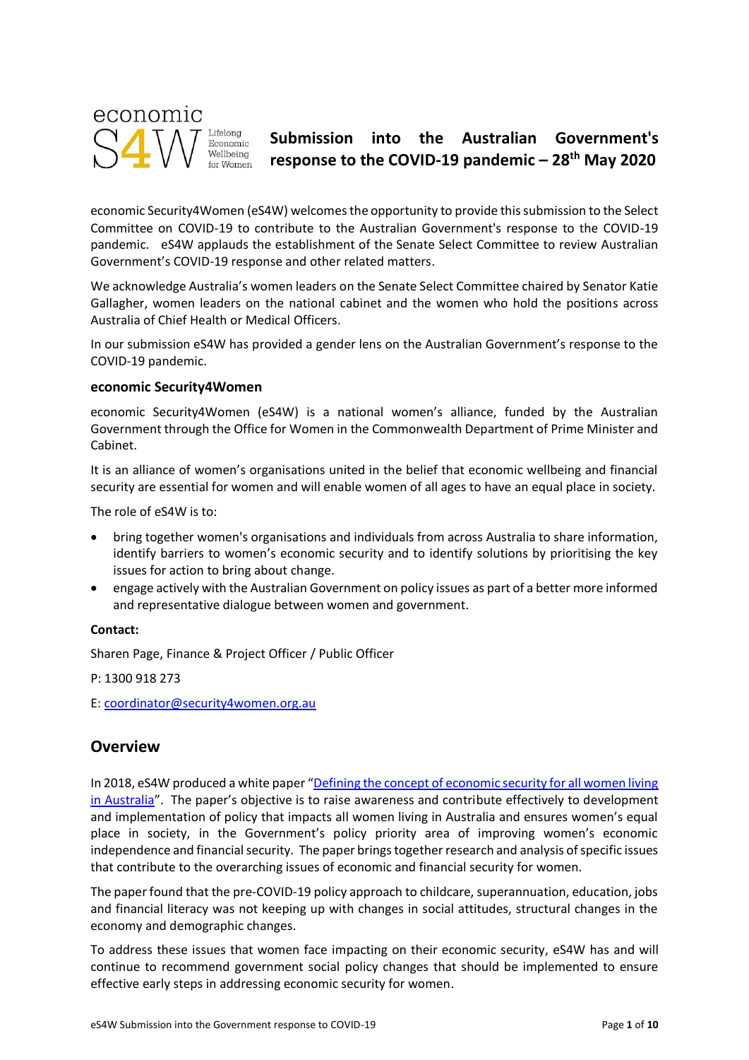economic S4W Lifelong Economic Wellbeing for Women

# Submission into the Australian Government's response to the COVID-19 pandemic – 28th May 2020

economic Security4Women (eS4W) welcomes the opportunity to provide this submission to the Select Committee on COVID-19 to contribute to the Australian Government's response to the COVID-19 pandemic. eS4W applauds the establishment of the Senate Select Committee to review Australian Government's COVID-19 response and other related matters.

We acknowledge Australia's women leaders on the Senate Select Committee chaired by Senator Katie Gallagher, women leaders on the national cabinet and the women who hold the positions across Australia of Chief Health or Medical Officers.

In our submission eS4W has provided a gender lens on the Australian Government's response to the COVID-19 pandemic.

**economic Security4Women**

economic Security4Women (eS4W) is a national women's alliance, funded by the Australian Government through the Office for Women in the Commonwealth Department of Prime Minister and Cabinet.

It is an alliance of women's organisations united in the belief that economic wellbeing and financial security are essential for women and will enable women of all ages to have an equal place in society.

The role of eS4W is to:

- bring together women's organisations and individuals from across Australia to share information, identify barriers to women's economic security and to identify solutions by prioritising the key issues for action to bring about change.
- engage actively with the Australian Government on policy issues as part of a better more informed and representative dialogue between women and government.

**Contact:**

Sharen Page, Finance & Project Officer / Public Officer

P: 1300 918 273

E: [coordinator@security4women.org.au](mailto:coordinator@security4women.org.au)

## Overview

In 2018, eS4W produced a white paper "[Defining the concept of economic security for all women living in Australia]()". The paper's objective is to raise awareness and contribute effectively to development and implementation of policy that impacts all women living in Australia and ensures women's equal place in society, in the Government's policy priority area of improving women's economic independence and financial security. The paper brings together research and analysis of specific issues that contribute to the overarching issues of economic and financial security for women.

The paper found that the pre-COVID-19 policy approach to childcare, superannuation, education, jobs and financial literacy was not keeping up with changes in social attitudes, structural changes in the economy and demographic changes.

To address these issues that women face impacting on their economic security, eS4W has and will continue to recommend government social policy changes that should be implemented to ensure effective early steps in addressing economic security for women.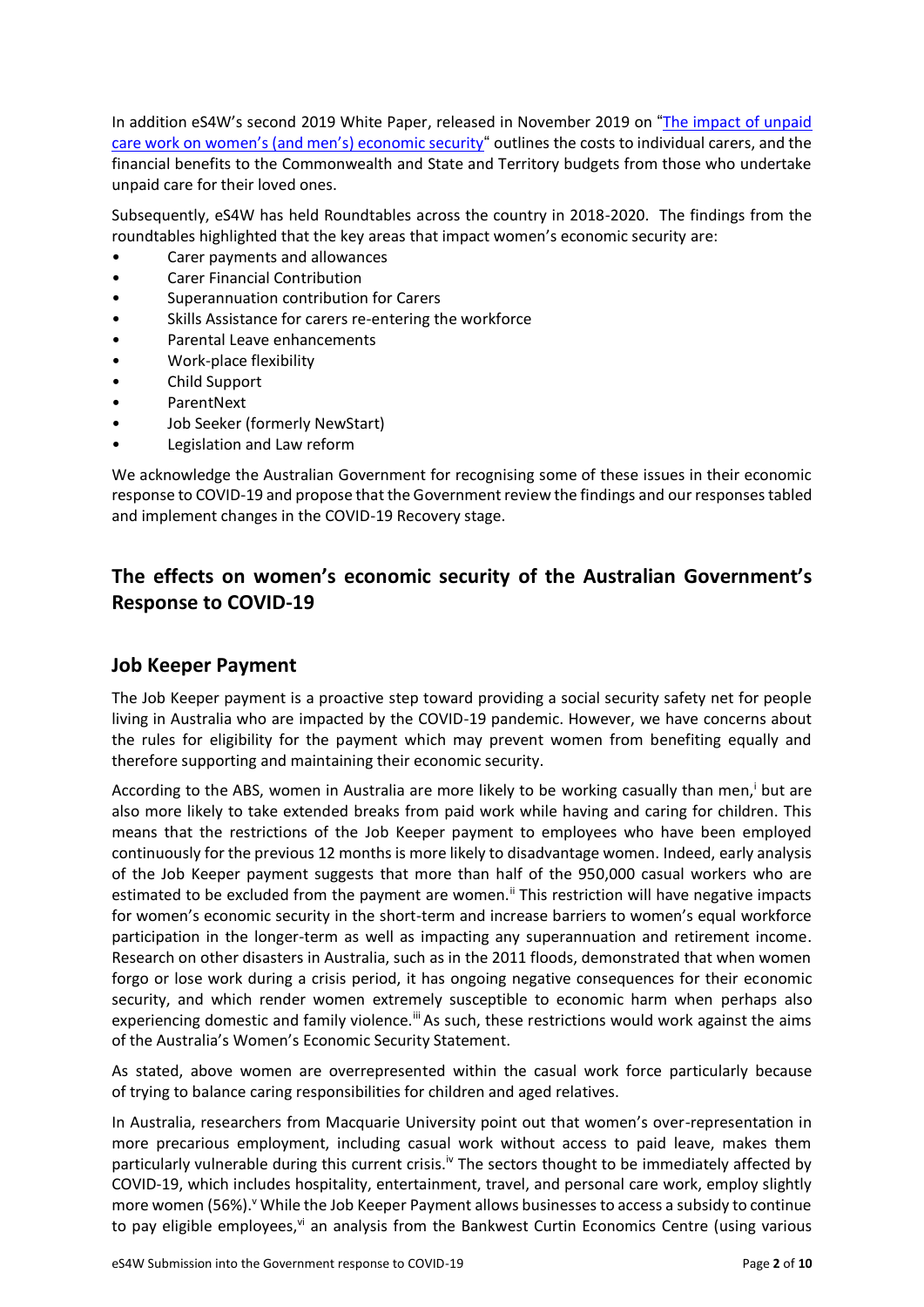In addition eS4W's second 2019 White Paper, released in November 2019 on "[The impact of unpaid care work on women's (and men's) economic security](#)" outlines the costs to individual carers, and the financial benefits to the Commonwealth and State and Territory budgets from those who undertake unpaid care for their loved ones.

Subsequently, eS4W has held Roundtables across the country in 2018-2020. The findings from the roundtables highlighted that the key areas that impact women's economic security are:

- Carer payments and allowances
- Carer Financial Contribution
- Superannuation contribution for Carers
- Skills Assistance for carers re-entering the workforce
- Parental Leave enhancements
- Work-place flexibility
- Child Support
- ParentNext
- Job Seeker (formerly NewStart)
- Legislation and Law reform

We acknowledge the Australian Government for recognising some of these issues in their economic response to COVID-19 and propose that the Government review the findings and our responses tabled and implement changes in the COVID-19 Recovery stage.

## The effects on women's economic security of the Australian Government's Response to COVID-19

## Job Keeper Payment

The Job Keeper payment is a proactive step toward providing a social security safety net for people living in Australia who are impacted by the COVID-19 pandemic. However, we have concerns about the rules for eligibility for the payment which may prevent women from benefiting equally and therefore supporting and maintaining their economic security.

According to the ABS, women in Australia are more likely to be working casually than men,[i] but are also more likely to take extended breaks from paid work while having and caring for children. This means that the restrictions of the Job Keeper payment to employees who have been employed continuously for the previous 12 months is more likely to disadvantage women. Indeed, early analysis of the Job Keeper payment suggests that more than half of the 950,000 casual workers who are estimated to be excluded from the payment are women.[ii] This restriction will have negative impacts for women's economic security in the short-term and increase barriers to women's equal workforce participation in the longer-term as well as impacting any superannuation and retirement income. Research on other disasters in Australia, such as in the 2011 floods, demonstrated that when women forgo or lose work during a crisis period, it has ongoing negative consequences for their economic security, and which render women extremely susceptible to economic harm when perhaps also experiencing domestic and family violence.[iii] As such, these restrictions would work against the aims of the Australia's Women's Economic Security Statement.

As stated, above women are overrepresented within the casual work force particularly because of trying to balance caring responsibilities for children and aged relatives.

In Australia, researchers from Macquarie University point out that women's over-representation in more precarious employment, including casual work without access to paid leave, makes them particularly vulnerable during this current crisis.[iv] The sectors thought to be immediately affected by COVID-19, which includes hospitality, entertainment, travel, and personal care work, employ slightly more women (56%).[v] While the Job Keeper Payment allows businesses to access a subsidy to continue to pay eligible employees,[vi] an analysis from the Bankwest Curtin Economics Centre (using various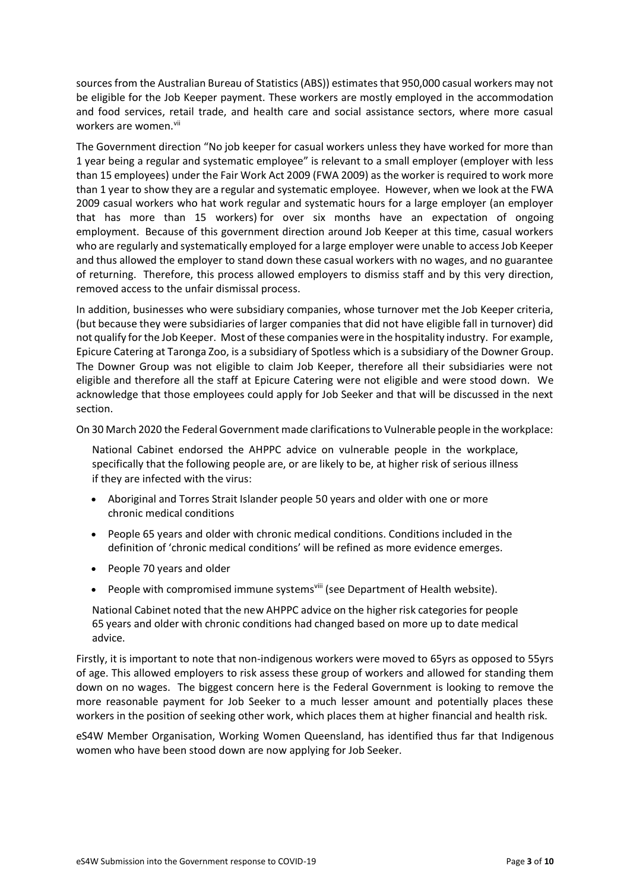sources from the Australian Bureau of Statistics (ABS)) estimates that 950,000 casual workers may not be eligible for the Job Keeper payment. These workers are mostly employed in the accommodation and food services, retail trade, and health care and social assistance sectors, where more casual workers are women.[vii]

The Government direction "No job keeper for casual workers unless they have worked for more than 1 year being a regular and systematic employee" is relevant to a small employer (employer with less than 15 employees) under the Fair Work Act 2009 (FWA 2009) as the worker is required to work more than 1 year to show they are a regular and systematic employee. However, when we look at the FWA 2009 casual workers who hat work regular and systematic hours for a large employer (an employer that has more than 15 workers) for over six months have an expectation of ongoing employment. Because of this government direction around Job Keeper at this time, casual workers who are regularly and systematically employed for a large employer were unable to access Job Keeper and thus allowed the employer to stand down these casual workers with no wages, and no guarantee of returning. Therefore, this process allowed employers to dismiss staff and by this very direction, removed access to the unfair dismissal process.

In addition, businesses who were subsidiary companies, whose turnover met the Job Keeper criteria, (but because they were subsidiaries of larger companies that did not have eligible fall in turnover) did not qualify for the Job Keeper. Most of these companies were in the hospitality industry. For example, Epicure Catering at Taronga Zoo, is a subsidiary of Spotless which is a subsidiary of the Downer Group. The Downer Group was not eligible to claim Job Keeper, therefore all their subsidiaries were not eligible and therefore all the staff at Epicure Catering were not eligible and were stood down. We acknowledge that those employees could apply for Job Seeker and that will be discussed in the next section.

On 30 March 2020 the Federal Government made clarifications to Vulnerable people in the workplace:

> National Cabinet endorsed the AHPPC advice on vulnerable people in the workplace, specifically that the following people are, or are likely to be, at higher risk of serious illness if they are infected with the virus:
>
> - Aboriginal and Torres Strait Islander people 50 years and older with one or more chronic medical conditions
> - People 65 years and older with chronic medical conditions. Conditions included in the definition of 'chronic medical conditions' will be refined as more evidence emerges.
> - People 70 years and older
> - People with compromised immune systems[viii] (see Department of Health website).
>
> National Cabinet noted that the new AHPPC advice on the higher risk categories for people 65 years and older with chronic conditions had changed based on more up to date medical advice.

Firstly, it is important to note that non-indigenous workers were moved to 65yrs as opposed to 55yrs of age. This allowed employers to risk assess these group of workers and allowed for standing them down on no wages. The biggest concern here is the Federal Government is looking to remove the more reasonable payment for Job Seeker to a much lesser amount and potentially places these workers in the position of seeking other work, which places them at higher financial and health risk.

eS4W Member Organisation, Working Women Queensland, has identified thus far that Indigenous women who have been stood down are now applying for Job Seeker.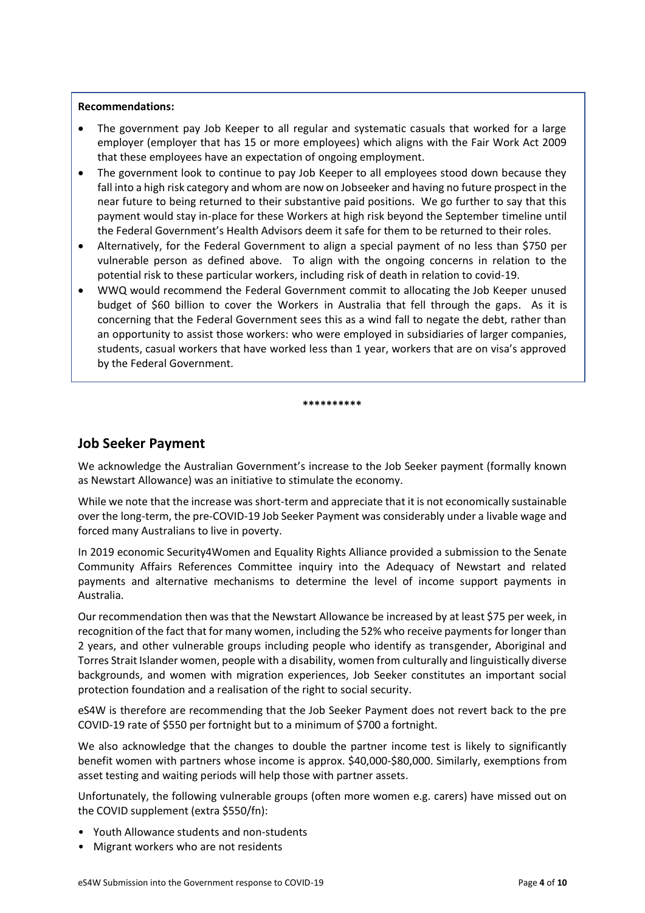**Recommendations:**

- The government pay Job Keeper to all regular and systematic casuals that worked for a large employer (employer that has 15 or more employees) which aligns with the Fair Work Act 2009 that these employees have an expectation of ongoing employment.
- The government look to continue to pay Job Keeper to all employees stood down because they fall into a high risk category and whom are now on Jobseeker and having no future prospect in the near future to being returned to their substantive paid positions. We go further to say that this payment would stay in-place for these Workers at high risk beyond the September timeline until the Federal Government's Health Advisors deem it safe for them to be returned to their roles.
- Alternatively, for the Federal Government to align a special payment of no less than $750 per vulnerable person as defined above. To align with the ongoing concerns in relation to the potential risk to these particular workers, including risk of death in relation to covid-19.
- WWQ would recommend the Federal Government commit to allocating the Job Keeper unused budget of $60 billion to cover the Workers in Australia that fell through the gaps. As it is concerning that the Federal Government sees this as a wind fall to negate the debt, rather than an opportunity to assist those workers: who were employed in subsidiaries of larger companies, students, casual workers that have worked less than 1 year, workers that are on visa's approved by the Federal Government.

**********

## Job Seeker Payment

We acknowledge the Australian Government's increase to the Job Seeker payment (formally known as Newstart Allowance) was an initiative to stimulate the economy.

While we note that the increase was short-term and appreciate that it is not economically sustainable over the long-term, the pre-COVID-19 Job Seeker Payment was considerably under a livable wage and forced many Australians to live in poverty.

In 2019 economic Security4Women and Equality Rights Alliance provided a submission to the Senate Community Affairs References Committee inquiry into the Adequacy of Newstart and related payments and alternative mechanisms to determine the level of income support payments in Australia.

Our recommendation then was that the Newstart Allowance be increased by at least $75 per week, in recognition of the fact that for many women, including the 52% who receive payments for longer than 2 years, and other vulnerable groups including people who identify as transgender, Aboriginal and Torres Strait Islander women, people with a disability, women from culturally and linguistically diverse backgrounds, and women with migration experiences, Job Seeker constitutes an important social protection foundation and a realisation of the right to social security.

eS4W is therefore are recommending that the Job Seeker Payment does not revert back to the pre COVID-19 rate of $550 per fortnight but to a minimum of $700 a fortnight.

We also acknowledge that the changes to double the partner income test is likely to significantly benefit women with partners whose income is approx. $40,000-$80,000. Similarly, exemptions from asset testing and waiting periods will help those with partner assets.

Unfortunately, the following vulnerable groups (often more women e.g. carers) have missed out on the COVID supplement (extra $550/fn):

- Youth Allowance students and non-students
- Migrant workers who are not residents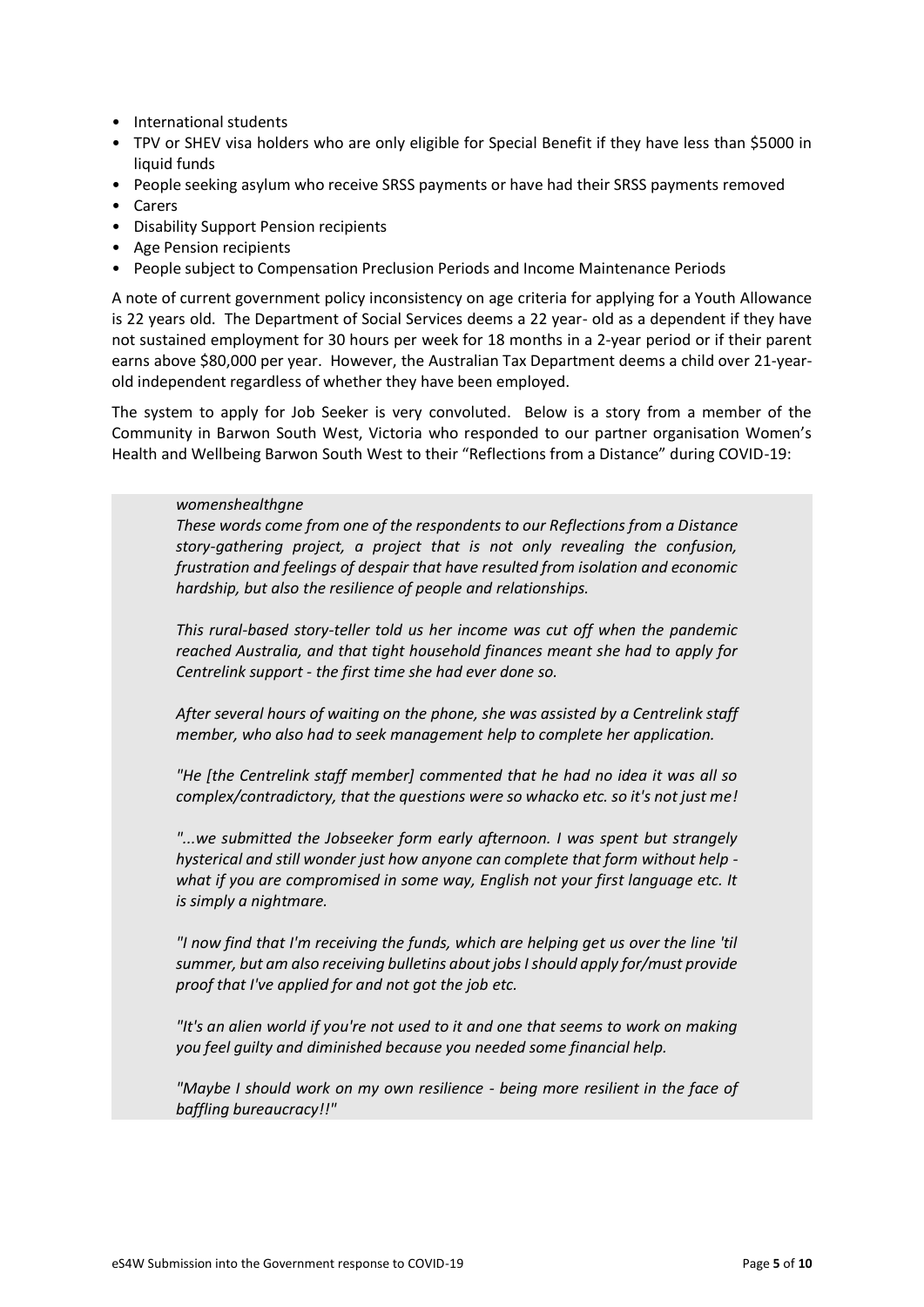- International students
- TPV or SHEV visa holders who are only eligible for Special Benefit if they have less than $5000 in liquid funds
- People seeking asylum who receive SRSS payments or have had their SRSS payments removed
- Carers
- Disability Support Pension recipients
- Age Pension recipients
- People subject to Compensation Preclusion Periods and Income Maintenance Periods

A note of current government policy inconsistency on age criteria for applying for a Youth Allowance is 22 years old. The Department of Social Services deems a 22 year- old as a dependent if they have not sustained employment for 30 hours per week for 18 months in a 2-year period or if their parent earns above $80,000 per year. However, the Australian Tax Department deems a child over 21-year-old independent regardless of whether they have been employed.

The system to apply for Job Seeker is very convoluted. Below is a story from a member of the Community in Barwon South West, Victoria who responded to our partner organisation Women's Health and Wellbeing Barwon South West to their "Reflections from a Distance" during COVID-19:

> *womenshealthgne*
>
> *These words come from one of the respondents to our Reflections from a Distance story-gathering project, a project that is not only revealing the confusion, frustration and feelings of despair that have resulted from isolation and economic hardship, but also the resilience of people and relationships.*
>
> *This rural-based story-teller told us her income was cut off when the pandemic reached Australia, and that tight household finances meant she had to apply for Centrelink support - the first time she had ever done so.*
>
> *After several hours of waiting on the phone, she was assisted by a Centrelink staff member, who also had to seek management help to complete her application.*
>
> *"He [the Centrelink staff member] commented that he had no idea it was all so complex/contradictory, that the questions were so whacko etc. so it's not just me!*
>
> *"...we submitted the Jobseeker form early afternoon. I was spent but strangely hysterical and still wonder just how anyone can complete that form without help - what if you are compromised in some way, English not your first language etc. It is simply a nightmare.*
>
> *"I now find that I'm receiving the funds, which are helping get us over the line 'til summer, but am also receiving bulletins about jobs I should apply for/must provide proof that I've applied for and not got the job etc.*
>
> *"It's an alien world if you're not used to it and one that seems to work on making you feel guilty and diminished because you needed some financial help.*
>
> *"Maybe I should work on my own resilience - being more resilient in the face of baffling bureaucracy!!"*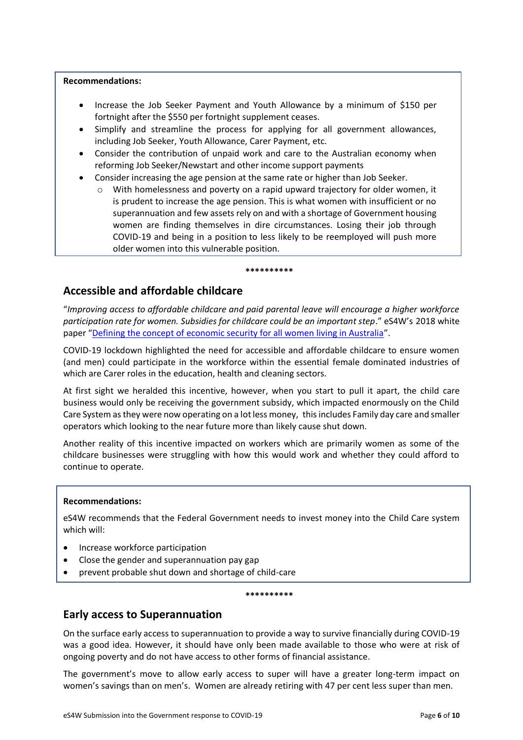**Recommendations:**

- Increase the Job Seeker Payment and Youth Allowance by a minimum of $150 per fortnight after the $550 per fortnight supplement ceases.
- Simplify and streamline the process for applying for all government allowances, including Job Seeker, Youth Allowance, Carer Payment, etc.
- Consider the contribution of unpaid work and care to the Australian economy when reforming Job Seeker/Newstart and other income support payments
- Consider increasing the age pension at the same rate or higher than Job Seeker.
    - With homelessness and poverty on a rapid upward trajectory for older women, it is prudent to increase the age pension. This is what women with insufficient or no superannuation and few assets rely on and with a shortage of Government housing women are finding themselves in dire circumstances. Losing their job through COVID-19 and being in a position to less likely to be reemployed will push more older women into this vulnerable position.

**********

## Accessible and affordable childcare

"*Improving access to affordable childcare and paid parental leave will encourage a higher workforce participation rate for women. Subsidies for childcare could be an important step*." eS4W's 2018 white paper "Defining the concept of economic security for all women living in Australia".

COVID-19 lockdown highlighted the need for accessible and affordable childcare to ensure women (and men) could participate in the workforce within the essential female dominated industries of which are Carer roles in the education, health and cleaning sectors.

At first sight we heralded this incentive, however, when you start to pull it apart, the child care business would only be receiving the government subsidy, which impacted enormously on the Child Care System as they were now operating on a lot less money, this includes Family day care and smaller operators which looking to the near future more than likely cause shut down.

Another reality of this incentive impacted on workers which are primarily women as some of the childcare businesses were struggling with how this would work and whether they could afford to continue to operate.

**Recommendations:**

eS4W recommends that the Federal Government needs to invest money into the Child Care system which will:

- Increase workforce participation
- Close the gender and superannuation pay gap
- prevent probable shut down and shortage of child-care

**********

## Early access to Superannuation

On the surface early access to superannuation to provide a way to survive financially during COVID-19 was a good idea. However, it should have only been made available to those who were at risk of ongoing poverty and do not have access to other forms of financial assistance.

The government's move to allow early access to super will have a greater long-term impact on women's savings than on men's. Women are already retiring with 47 per cent less super than men.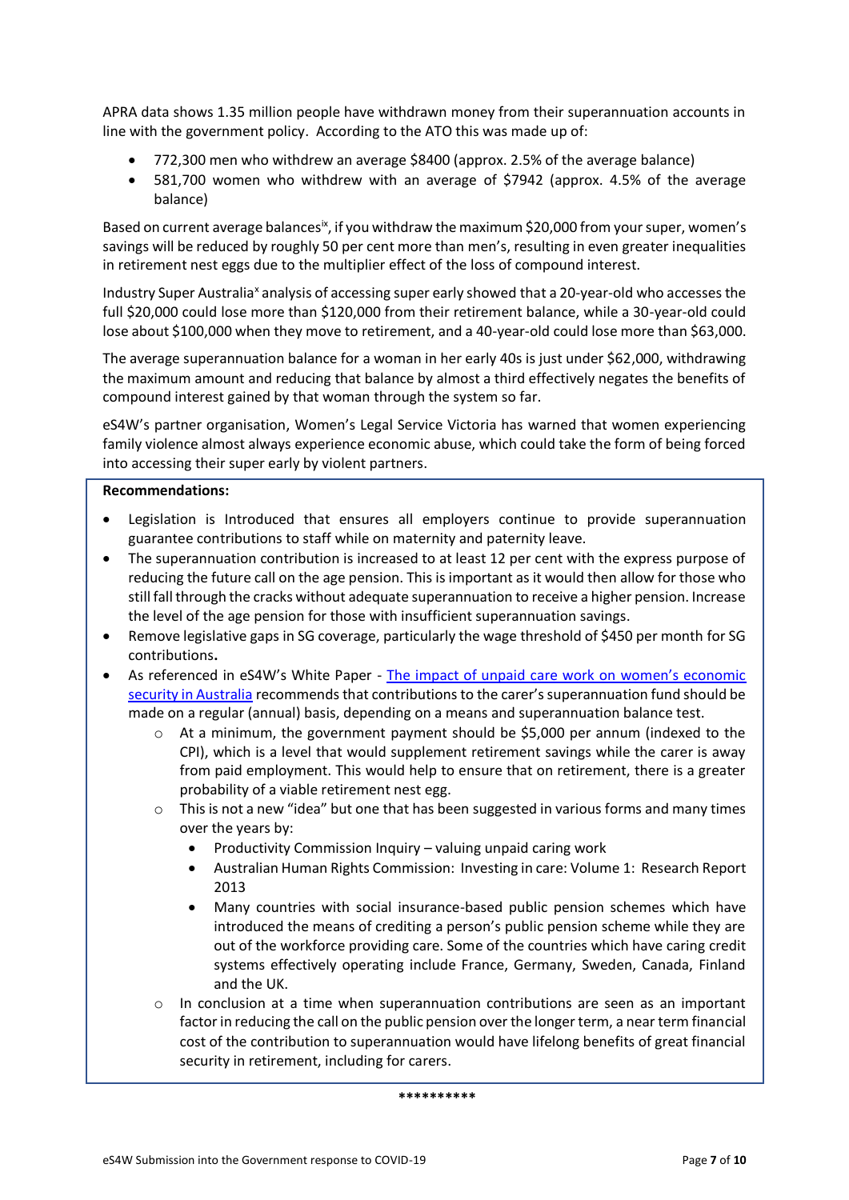APRA data shows 1.35 million people have withdrawn money from their superannuation accounts in line with the government policy. According to the ATO this was made up of:

- 772,300 men who withdrew an average $8400 (approx. 2.5% of the average balance)
- 581,700 women who withdrew with an average of $7942 (approx. 4.5% of the average balance)

Based on current average balances[ix], if you withdraw the maximum $20,000 from your super, women's savings will be reduced by roughly 50 per cent more than men's, resulting in even greater inequalities in retirement nest eggs due to the multiplier effect of the loss of compound interest.

Industry Super Australia[x] analysis of accessing super early showed that a 20-year-old who accesses the full $20,000 could lose more than $120,000 from their retirement balance, while a 30-year-old could lose about $100,000 when they move to retirement, and a 40-year-old could lose more than $63,000.

The average superannuation balance for a woman in her early 40s is just under $62,000, withdrawing the maximum amount and reducing that balance by almost a third effectively negates the benefits of compound interest gained by that woman through the system so far.

eS4W's partner organisation, Women's Legal Service Victoria has warned that women experiencing family violence almost always experience economic abuse, which could take the form of being forced into accessing their super early by violent partners.

**Recommendations:**

- Legislation is Introduced that ensures all employers continue to provide superannuation guarantee contributions to staff while on maternity and paternity leave.
- The superannuation contribution is increased to at least 12 per cent with the express purpose of reducing the future call on the age pension. This is important as it would then allow for those who still fall through the cracks without adequate superannuation to receive a higher pension. Increase the level of the age pension for those with insufficient superannuation savings.
- Remove legislative gaps in SG coverage, particularly the wage threshold of $450 per month for SG contributions**.**
- As referenced in eS4W's White Paper - [The impact of unpaid care work on women's economic security in Australia] recommends that contributions to the carer's superannuation fund should be made on a regular (annual) basis, depending on a means and superannuation balance test.
  - At a minimum, the government payment should be $5,000 per annum (indexed to the CPI), which is a level that would supplement retirement savings while the carer is away from paid employment. This would help to ensure that on retirement, there is a greater probability of a viable retirement nest egg.
  - This is not a new "idea" but one that has been suggested in various forms and many times over the years by:
    - Productivity Commission Inquiry – valuing unpaid caring work
    - Australian Human Rights Commission: Investing in care: Volume 1: Research Report 2013
    - Many countries with social insurance-based public pension schemes which have introduced the means of crediting a person's public pension scheme while they are out of the workforce providing care. Some of the countries which have caring credit systems effectively operating include France, Germany, Sweden, Canada, Finland and the UK.
  - In conclusion at a time when superannuation contributions are seen as an important factor in reducing the call on the public pension over the longer term, a near term financial cost of the contribution to superannuation would have lifelong benefits of great financial security in retirement, including for carers.

**********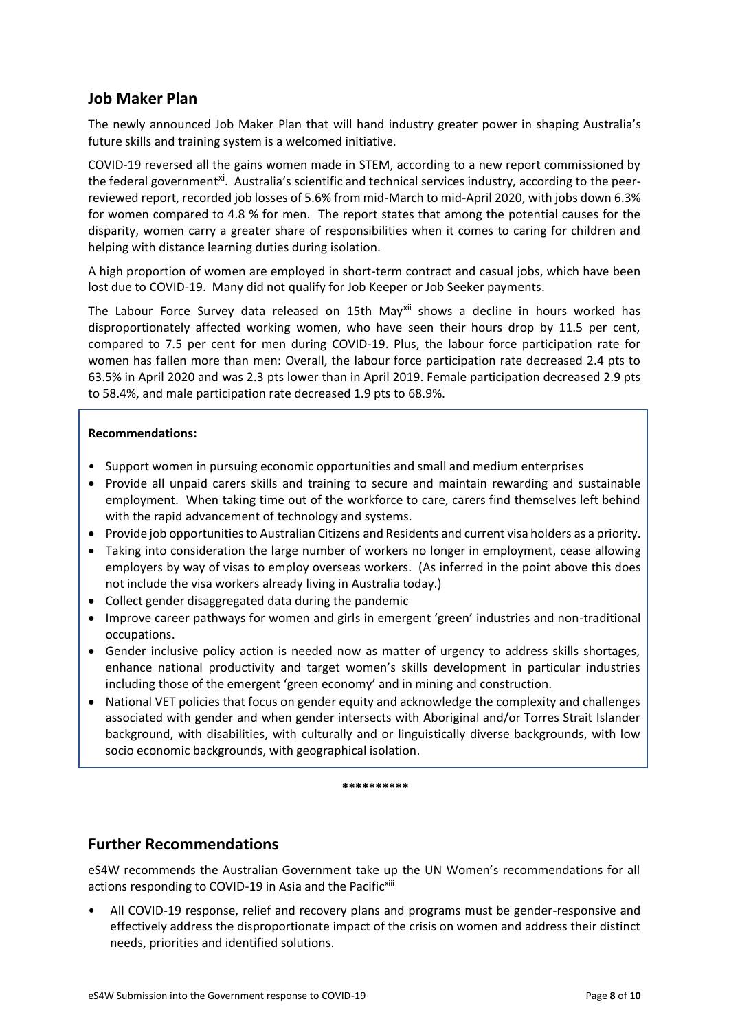## Job Maker Plan

The newly announced Job Maker Plan that will hand industry greater power in shaping Australia's future skills and training system is a welcomed initiative.

COVID-19 reversed all the gains women made in STEM, according to a new report commissioned by the federal government[xi]. Australia's scientific and technical services industry, according to the peer-reviewed report, recorded job losses of 5.6% from mid-March to mid-April 2020, with jobs down 6.3% for women compared to 4.8 % for men. The report states that among the potential causes for the disparity, women carry a greater share of responsibilities when it comes to caring for children and helping with distance learning duties during isolation.

A high proportion of women are employed in short-term contract and casual jobs, which have been lost due to COVID-19. Many did not qualify for Job Keeper or Job Seeker payments.

The Labour Force Survey data released on 15th May[xii] shows a decline in hours worked has disproportionately affected working women, who have seen their hours drop by 11.5 per cent, compared to 7.5 per cent for men during COVID-19. Plus, the labour force participation rate for women has fallen more than men: Overall, the labour force participation rate decreased 2.4 pts to 63.5% in April 2020 and was 2.3 pts lower than in April 2019. Female participation decreased 2.9 pts to 58.4%, and male participation rate decreased 1.9 pts to 68.9%.

**Recommendations:**

- Support women in pursuing economic opportunities and small and medium enterprises
- Provide all unpaid carers skills and training to secure and maintain rewarding and sustainable employment. When taking time out of the workforce to care, carers find themselves left behind with the rapid advancement of technology and systems.
- Provide job opportunities to Australian Citizens and Residents and current visa holders as a priority.
- Taking into consideration the large number of workers no longer in employment, cease allowing employers by way of visas to employ overseas workers. (As inferred in the point above this does not include the visa workers already living in Australia today.)
- Collect gender disaggregated data during the pandemic
- Improve career pathways for women and girls in emergent 'green' industries and non-traditional occupations.
- Gender inclusive policy action is needed now as matter of urgency to address skills shortages, enhance national productivity and target women's skills development in particular industries including those of the emergent 'green economy' and in mining and construction.
- National VET policies that focus on gender equity and acknowledge the complexity and challenges associated with gender and when gender intersects with Aboriginal and/or Torres Strait Islander background, with disabilities, with culturally and or linguistically diverse backgrounds, with low socio economic backgrounds, with geographical isolation.

**********

## Further Recommendations

eS4W recommends the Australian Government take up the UN Women's recommendations for all actions responding to COVID-19 in Asia and the Pacific[xiii]

- All COVID-19 response, relief and recovery plans and programs must be gender-responsive and effectively address the disproportionate impact of the crisis on women and address their distinct needs, priorities and identified solutions.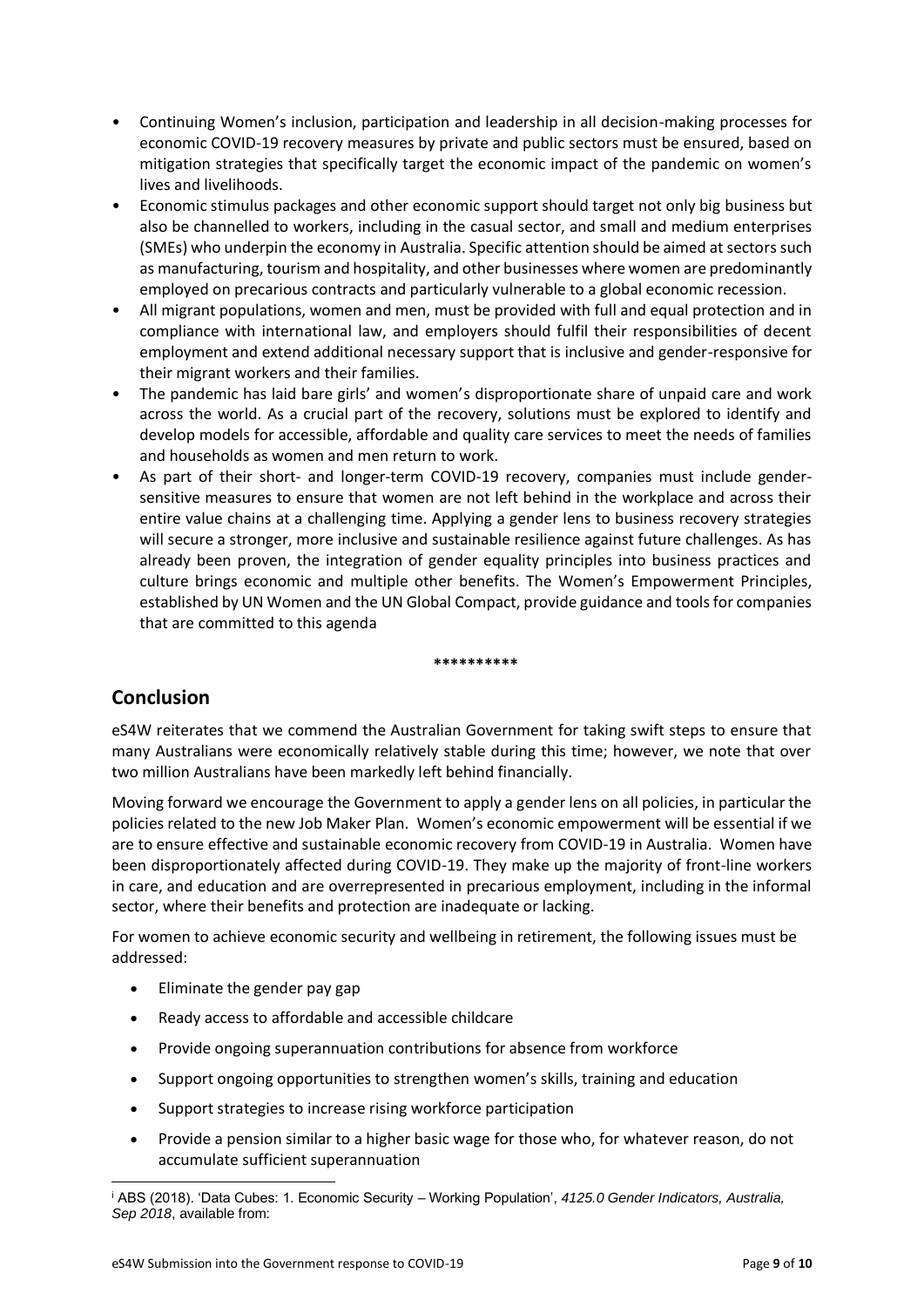- Continuing Women's inclusion, participation and leadership in all decision-making processes for economic COVID-19 recovery measures by private and public sectors must be ensured, based on mitigation strategies that specifically target the economic impact of the pandemic on women's lives and livelihoods.
- Economic stimulus packages and other economic support should target not only big business but also be channelled to workers, including in the casual sector, and small and medium enterprises (SMEs) who underpin the economy in Australia. Specific attention should be aimed at sectors such as manufacturing, tourism and hospitality, and other businesses where women are predominantly employed on precarious contracts and particularly vulnerable to a global economic recession.
- All migrant populations, women and men, must be provided with full and equal protection and in compliance with international law, and employers should fulfil their responsibilities of decent employment and extend additional necessary support that is inclusive and gender-responsive for their migrant workers and their families.
- The pandemic has laid bare girls' and women's disproportionate share of unpaid care and work across the world. As a crucial part of the recovery, solutions must be explored to identify and develop models for accessible, affordable and quality care services to meet the needs of families and households as women and men return to work.
- As part of their short- and longer-term COVID-19 recovery, companies must include gender-sensitive measures to ensure that women are not left behind in the workplace and across their entire value chains at a challenging time. Applying a gender lens to business recovery strategies will secure a stronger, more inclusive and sustainable resilience against future challenges. As has already been proven, the integration of gender equality principles into business practices and culture brings economic and multiple other benefits. The Women's Empowerment Principles, established by UN Women and the UN Global Compact, provide guidance and tools for companies that are committed to this agenda

**********

## Conclusion

eS4W reiterates that we commend the Australian Government for taking swift steps to ensure that many Australians were economically relatively stable during this time; however, we note that over two million Australians have been markedly left behind financially.

Moving forward we encourage the Government to apply a gender lens on all policies, in particular the policies related to the new Job Maker Plan. Women's economic empowerment will be essential if we are to ensure effective and sustainable economic recovery from COVID-19 in Australia. Women have been disproportionately affected during COVID-19. They make up the majority of front-line workers in care, and education and are overrepresented in precarious employment, including in the informal sector, where their benefits and protection are inadequate or lacking.

For women to achieve economic security and wellbeing in retirement, the following issues must be addressed:

- Eliminate the gender pay gap
- Ready access to affordable and accessible childcare
- Provide ongoing superannuation contributions for absence from workforce
- Support ongoing opportunities to strengthen women's skills, training and education
- Support strategies to increase rising workforce participation
- Provide a pension similar to a higher basic wage for those who, for whatever reason, do not accumulate sufficient superannuation

[i] ABS (2018). 'Data Cubes: 1. Economic Security – Working Population', *4125.0 Gender Indicators, Australia, Sep 2018*, available from: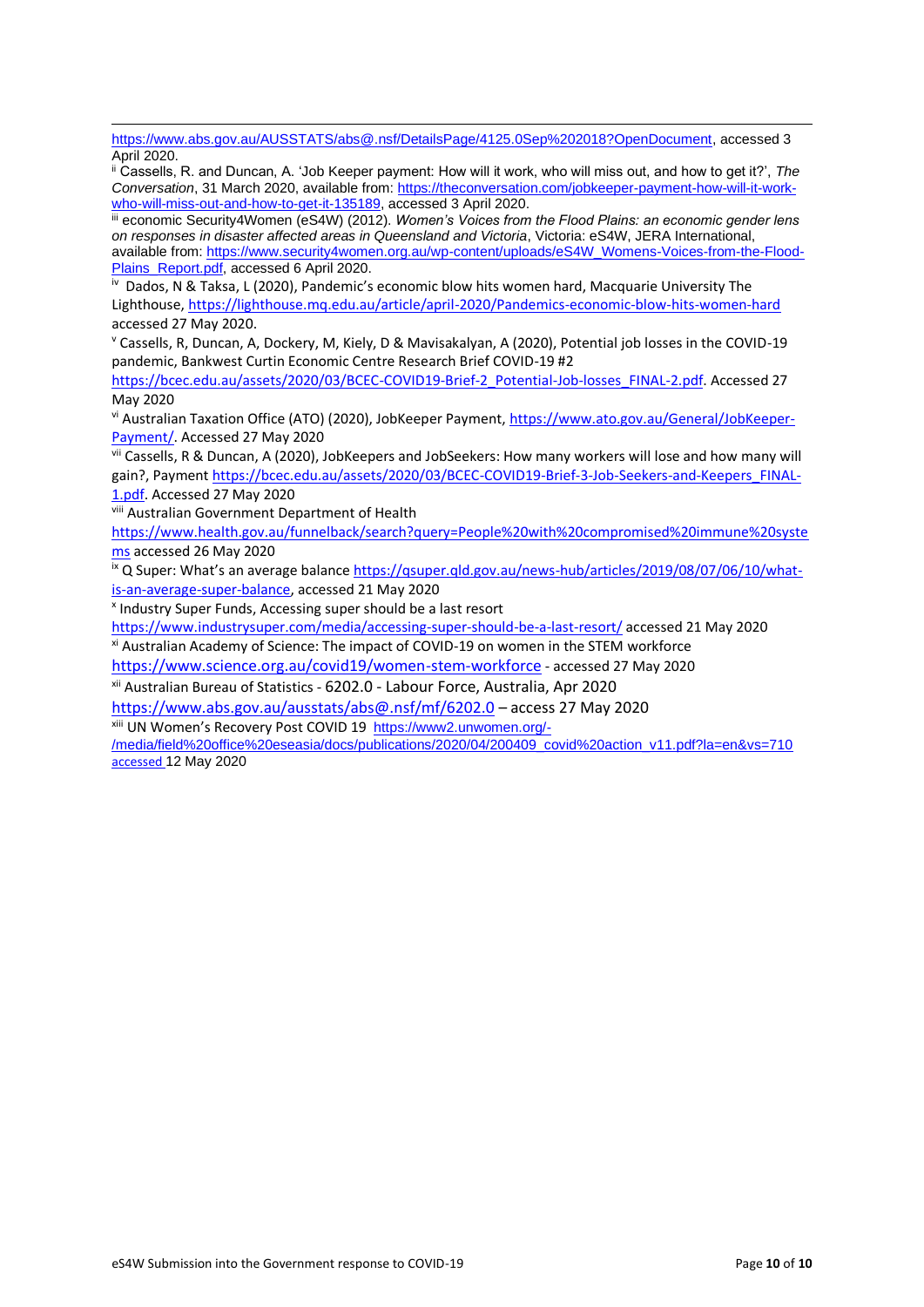https://www.abs.gov.au/AUSSTATS/abs@.nsf/DetailsPage/4125.0Sep%202018?OpenDocument, accessed 3 April 2020.

[ii] Cassells, R. and Duncan, A. 'Job Keeper payment: How will it work, who will miss out, and how to get it?', *The Conversation*, 31 March 2020, available from: https://theconversation.com/jobkeeper-payment-how-will-it-work-who-will-miss-out-and-how-to-get-it-135189, accessed 3 April 2020.

[iii] economic Security4Women (eS4W) (2012). *Women's Voices from the Flood Plains: an economic gender lens on responses in disaster affected areas in Queensland and Victoria*, Victoria: eS4W, JERA International, available from: https://www.security4women.org.au/wp-content/uploads/eS4W_Womens-Voices-from-the-Flood-Plains_Report.pdf, accessed 6 April 2020.

[iv] Dados, N & Taksa, L (2020), Pandemic's economic blow hits women hard, Macquarie University The Lighthouse, https://lighthouse.mq.edu.au/article/april-2020/Pandemics-economic-blow-hits-women-hard accessed 27 May 2020.

[v] Cassells, R, Duncan, A, Dockery, M, Kiely, D & Mavisakalyan, A (2020), Potential job losses in the COVID-19 pandemic, Bankwest Curtin Economic Centre Research Brief COVID-19 #2 https://bcec.edu.au/assets/2020/03/BCEC-COVID19-Brief-2_Potential-Job-losses_FINAL-2.pdf. Accessed 27 May 2020

[vi] Australian Taxation Office (ATO) (2020), JobKeeper Payment, https://www.ato.gov.au/General/JobKeeper-Payment/. Accessed 27 May 2020

[vii] Cassells, R & Duncan, A (2020), JobKeepers and JobSeekers: How many workers will lose and how many will gain?, Payment https://bcec.edu.au/assets/2020/03/BCEC-COVID19-Brief-3-Job-Seekers-and-Keepers_FINAL-1.pdf. Accessed 27 May 2020

[viii] Australian Government Department of Health https://www.health.gov.au/funnelback/search?query=People%20with%20compromised%20immune%20systems accessed 26 May 2020

[ix] Q Super: What's an average balance https://qsuper.qld.gov.au/news-hub/articles/2019/08/07/06/10/what-is-an-average-super-balance, accessed 21 May 2020

[x] Industry Super Funds, Accessing super should be a last resort https://www.industrysuper.com/media/accessing-super-should-be-a-last-resort/ accessed 21 May 2020

[xi] Australian Academy of Science: The impact of COVID-19 on women in the STEM workforce https://www.science.org.au/covid19/women-stem-workforce - accessed 27 May 2020

[xii] Australian Bureau of Statistics - 6202.0 - Labour Force, Australia, Apr 2020 https://www.abs.gov.au/ausstats/abs@.nsf/mf/6202.0 – access 27 May 2020

[xiii] UN Women's Recovery Post COVID 19 https://www2.unwomen.org/-/media/field%20office%20eseasia/docs/publications/2020/04/200409_covid%20action_v11.pdf?la=en&vs=710 accessed 12 May 2020